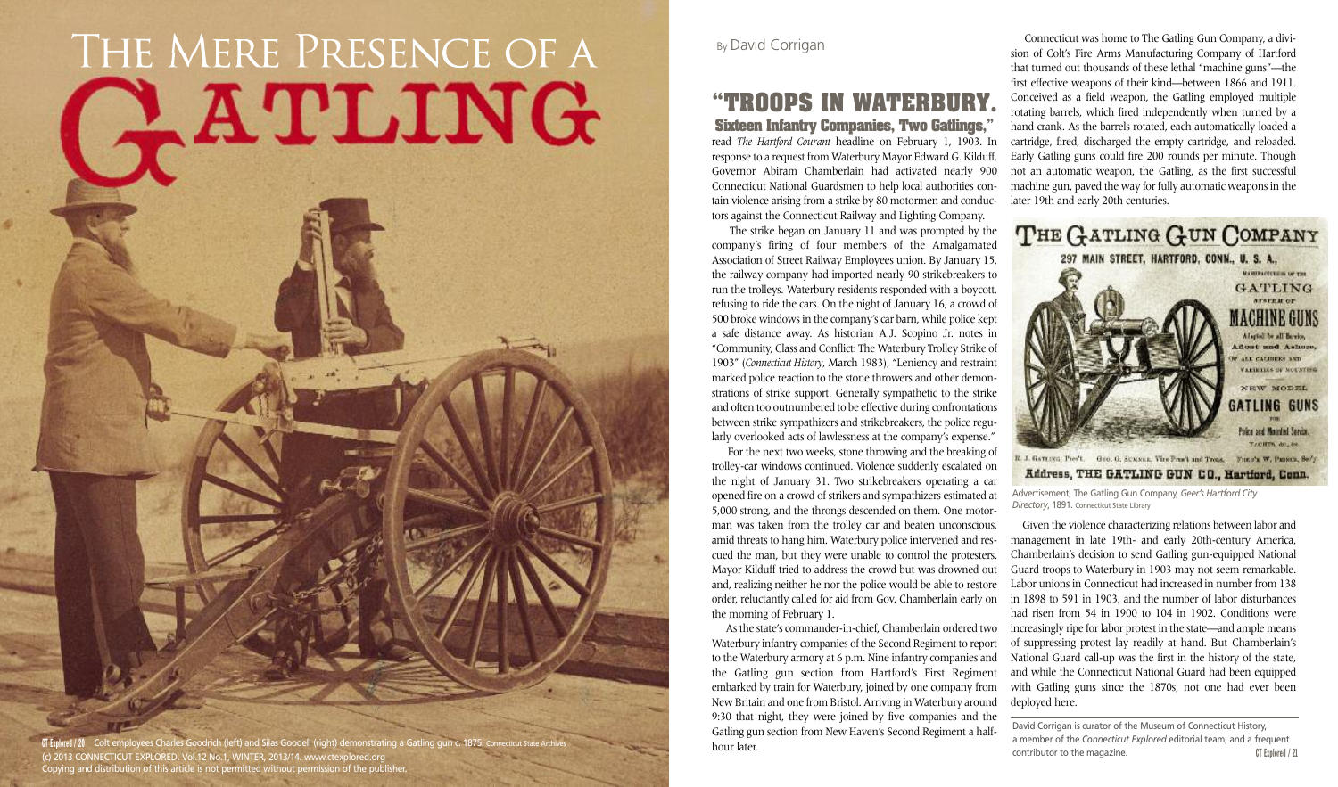# The Mere Presence of a Gatling

By David Corrigan

## "Troops in Waterbury. Sixteen Infantry Companies, Two Gatlings,"

read *The Hartford Courant* headline on February 1, 1903. In response to a request from Waterbury Mayor Edward G. Kilduff, Governor Abiram Chamberlain had activated nearly 900 Connecticut National Guardsmen to help local authorities contain violence arising from a strike by 80 motormen and conductors against the Connecticut Railway and Lighting Company.

The strike began on January 11 and was prompted by the company's firing of four members of the Amalgamated Association of Street Railway Employees union. By January 15, the railway company had imported nearly 90 strikebreakers to run the trolleys. Waterbury residents responded with a boycott, refusing to ride the cars. On the night of January 16, a crowd of 500 broke windows in the company's car barn, while police kept a safe distance away. As historian A.J. Scopino Jr. notes in "Community, Class and Conflict: The Waterbury Trolley Strike of 1903" (*Connecticut History*, March 1983), "Leniency and restraint marked police reaction to the stone throwers and other demonstrations of strike support. Generally sympathetic to the strike and often too outnumbered to be effective during confrontations between strike sympathizers and strikebreakers, the police regularly overlooked acts of lawlessness at the company's expense."

For the next two weeks, stone throwing and the breaking of trolley-car windows continued. Violence suddenly escalated on the night of January 31. Two strikebreakers operating a car opened fire on a crowd of strikers and sympathizers estimated at 5,000 strong, and the throngs descended on them. One motorman was taken from the trolley car and beaten unconscious, amid threats to hang him. Waterbury police intervened and rescued the man, but they were unable to control the protesters. Mayor Kilduff tried to address the crowd but was drowned out and, realizing neither he nor the police would be able to restore order, reluctantly called for aid from Gov. Chamberlain early on the morning of February 1.

As the state's commander-in-chief, Chamberlain ordered two Waterbury infantry companies of the Second Regiment to report to the Waterbury armory at 6 p.m. Nine infantry companies and the Gatling gun section from Hartford's First Regiment embarked by train for Waterbury, joined by one company from New Britain and one from Bristol. Arriving in Waterbury around 9:30 that night, they were joined by five companies and the Gatling gun section from New Haven's Second Regiment a half-hour later.

Connecticut was home to The Gatling Gun Company, a division of Colt's Fire Arms Manufacturing Company of Hartford that turned out thousands of these lethal "machine guns"—the first effective weapons of their kind—between 1866 and 1911. Conceived as a field weapon, the Gatling employed multiple rotating barrels, which fired independently when turned by a hand crank. As the barrels rotated, each automatically loaded a cartridge, fired, discharged the empty cartridge, and reloaded. Early Gatling guns could fire 200 rounds per minute. Though not an automatic weapon, the Gatling, as the first successful machine gun, paved the way for fully automatic weapons in the later 19th and early 20th centuries.

Advertisement, The Gatling Gun Company, *Geer's Hartford City Directory*, 1891. Connecticut State Library

Given the violence characterizing relations between labor and management in late 19th- and early 20th-century America, Chamberlain's decision to send Gatling gun-equipped National Guard troops to Waterbury in 1903 may not seem remarkable. Labor unions in Connecticut had increased in number from 138 in 1898 to 591 in 1903, and the number of labor disturbances had risen from 54 in 1900 to 104 in 1902. Conditions were increasingly ripe for labor protest in the state—and ample means of suppressing protest lay readily at hand. But Chamberlain's National Guard call-up was the first in the history of the state, and while the Connecticut National Guard had been equipped with Gatling guns since the 1870s, not one had ever been deployed here.

Colt employees Charles Goodrich (left) and Silas Goodell (right) demonstrating a Gatling gun c. 1875. Connecticut State Archives

David Corrigan is curator of the Museum of Connecticut History, a member of the *Connecticut Explored* editorial team, and a frequent contributor to the magazine.

(c) 2013 CONNECTICUT EXPLORED. Vol.12 No.1, WINTER, 2013/14. www.ctexplored.org
Copying and distribution of this article is not permitted without permission of the publisher.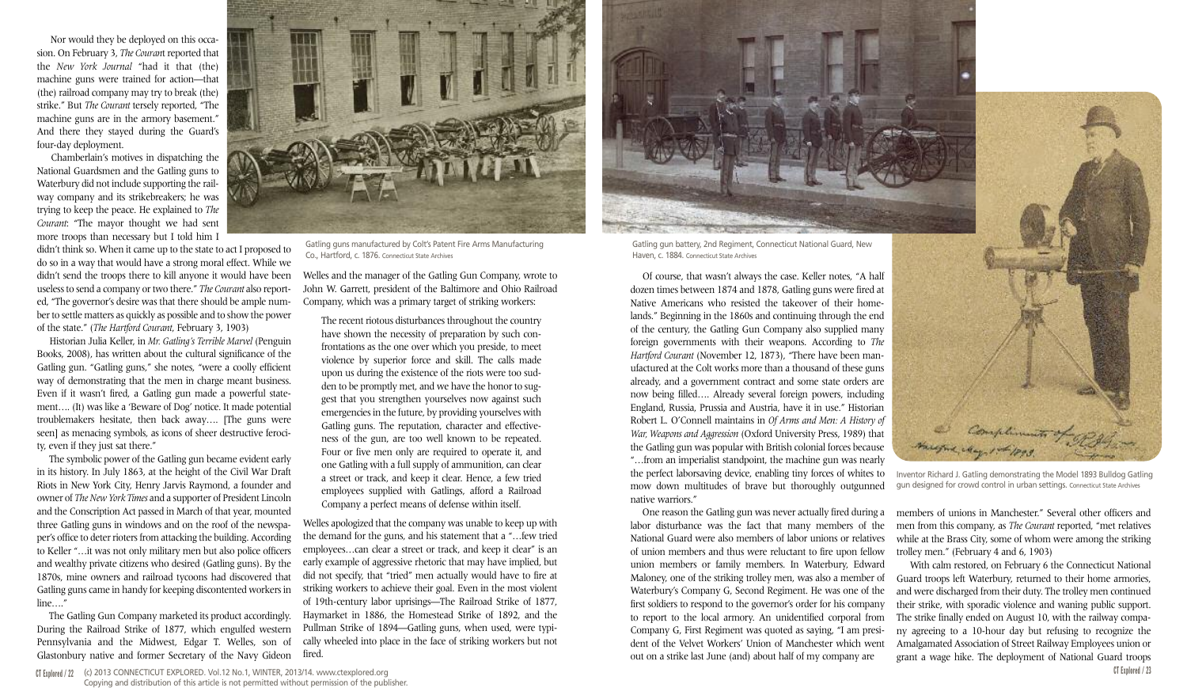Nor would they be deployed on this occasion. On February 3, *The Courant* reported that the *New York Journal* "had it that (the) machine guns were trained for action—that (the) railroad company may try to break (the) strike." But *The Courant* tersely reported, "The machine guns are in the armory basement." And there they stayed during the Guard's four-day deployment.

Chamberlain's motives in dispatching the National Guardsmen and the Gatling guns to Waterbury did not include supporting the railway company and its strikebreakers; he was trying to keep the peace. He explained to *The Courant*: "The mayor thought we had sent more troops than necessary but I told him I didn't think so. When it came up to the state to act I proposed to do so in a way that would have a strong moral effect. While we didn't send the troops there to kill anyone it would have been useless to send a company or two there." *The Courant* also reported, "The governor's desire was that there should be ample number to settle matters as quickly as possible and to show the power of the state." (*The Hartford Courant*, February 3, 1903)

Historian Julia Keller, in *Mr. Gatling's Terrible Marvel* (Penguin Books, 2008), has written about the cultural significance of the Gatling gun. "Gatling guns," she notes, "were a coolly efficient way of demonstrating that the men in charge meant business. Even if it wasn't fired, a Gatling gun made a powerful statement…. (It) was like a 'Beware of Dog' notice. It made potential troublemakers hesitate, then back away…. [The guns were seen] as menacing symbols, as icons of sheer destructive ferocity, even if they just sat there."

The symbolic power of the Gatling gun became evident early in its history. In July 1863, at the height of the Civil War Draft Riots in New York City, Henry Jarvis Raymond, a founder and owner of *The New York Times* and a supporter of President Lincoln and the Conscription Act passed in March of that year, mounted three Gatling guns in windows and on the roof of the newspaper's office to deter rioters from attacking the building. According to Keller "…it was not only military men but also police officers and wealthy private citizens who desired (Gatling guns). By the 1870s, mine owners and railroad tycoons had discovered that Gatling guns came in handy for keeping discontented workers in line…."

The Gatling Gun Company marketed its product accordingly. During the Railroad Strike of 1877, which engulfed western Pennsylvania and the Midwest, Edgar T. Welles, son of Glastonbury native and former Secretary of the Navy Gideon Welles and the manager of the Gatling Gun Company, wrote to John W. Garrett, president of the Baltimore and Ohio Railroad Company, which was a primary target of striking workers:

> The recent riotous disturbances throughout the country have shown the necessity of preparation by such confrontations as the one over which you preside, to meet violence by superior force and skill. The calls made upon us during the existence of the riots were too sudden to be promptly met, and we have the honor to suggest that you strengthen yourselves now against such emergencies in the future, by providing yourselves with Gatling guns. The reputation, character and effectiveness of the gun, are too well known to be repeated. Four or five men only are required to operate it, and one Gatling with a full supply of ammunition, can clear a street or track, and keep it clear. Hence, a few tried employees supplied with Gatlings, afford a Railroad Company a perfect means of defense within itself.

Welles apologized that the company was unable to keep up with the demand for the guns, and his statement that a "…few tried employees…can clear a street or track, and keep it clear" is an early example of aggressive rhetoric that may have implied, but did not specify, that "tried" men actually would have to fire at striking workers to achieve their goal. Even in the most violent of 19th-century labor uprisings—The Railroad Strike of 1877, Haymarket in 1886, the Homestead Strike of 1892, and the Pullman Strike of 1894—Gatling guns, when used, were typically wheeled into place in the face of striking workers but not fired.

Gatling guns manufactured by Colt's Patent Fire Arms Manufacturing Co., Hartford, c. 1876. Connecticut State Archives

Gatling gun battery, 2nd Regiment, Connecticut National Guard, New Haven, c. 1884. Connecticut State Archives

Of course, that wasn't always the case. Keller notes, "A half dozen times between 1874 and 1878, Gatling guns were fired at Native Americans who resisted the takeover of their homelands." Beginning in the 1860s and continuing through the end of the century, the Gatling Gun Company also supplied many foreign governments with their weapons. According to *The Hartford Courant* (November 12, 1873), "There have been manufactured at the Colt works more than a thousand of these guns already, and a government contract and some state orders are now being filled…. Already several foreign powers, including England, Russia, Prussia and Austria, have it in use." Historian Robert L. O'Connell maintains in *Of Arms and Men: A History of War, Weapons and Aggression* (Oxford University Press, 1989) that the Gatling gun was popular with British colonial forces because "…from an imperialist standpoint, the machine gun was nearly the perfect laborsaving device, enabling tiny forces of whites to mow down multitudes of brave but thoroughly outgunned native warriors."

One reason the Gatling gun was never actually fired during a labor disturbance was the fact that many members of the National Guard were also members of labor unions or relatives of union members and thus were reluctant to fire upon fellow union members or family members. In Waterbury, Edward Maloney, one of the striking trolley men, was also a member of Waterbury's Company G, Second Regiment. He was one of the first soldiers to respond to the governor's order for his company to report to the local armory. An unidentified corporal from Company G, First Regiment was quoted as saying, "I am president of the Velvet Workers' Union of Manchester which went out on a strike last June (and) about half of my company are members of unions in Manchester." Several other officers and men from this company, as *The Courant* reported, "met relatives while at the Brass City, some of whom were among the striking trolley men." (February 4 and 6, 1903)

Inventor Richard J. Gatling demonstrating the Model 1893 Bulldog Gatling gun designed for crowd control in urban settings. Connecticut State Archives

With calm restored, on February 6 the Connecticut National Guard troops left Waterbury, returned to their home armories, and were discharged from their duty. The trolley men continued their strike, with sporadic violence and waning public support. The strike finally ended on August 10, with the railway company agreeing to a 10-hour day but refusing to recognize the Amalgamated Association of Street Railway Employees union or grant a wage hike. The deployment of National Guard troops

(c) 2013 CONNECTICUT EXPLORED. Vol.12 No.1, WINTER, 2013/14. www.ctexplored.org
Copying and distribution of this article is not permitted without permission of the publisher.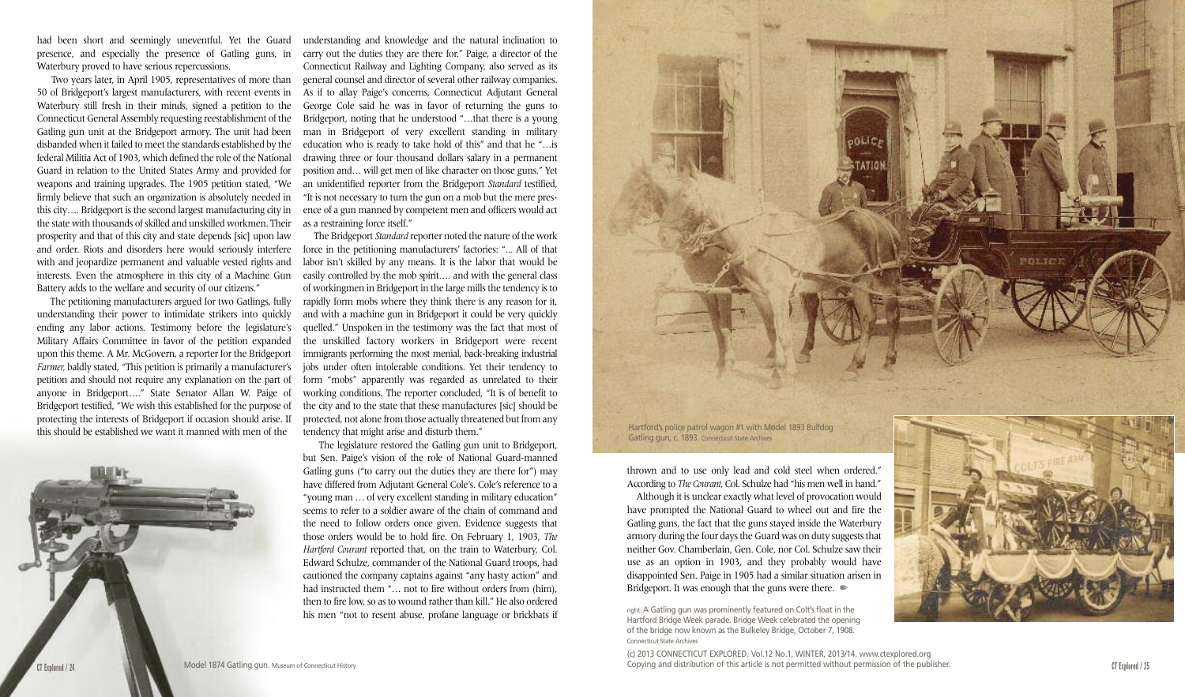had been short and seemingly uneventful. Yet the Guard presence, and especially the presence of Gatling guns, in Waterbury proved to have serious repercussions.

Two years later, in April 1905, representatives of more than 50 of Bridgeport's largest manufacturers, with recent events in Waterbury still fresh in their minds, signed a petition to the Connecticut General Assembly requesting reestablishment of the Gatling gun unit at the Bridgeport armory. The unit had been disbanded when it failed to meet the standards established by the federal Militia Act of 1903, which defined the role of the National Guard in relation to the United States Army and provided for weapons and training upgrades. The 1905 petition stated, "We firmly believe that such an organization is absolutely needed in this city…. Bridgeport is the second largest manufacturing city in the state with thousands of skilled and unskilled workmen. Their prosperity and that of this city and state depends [sic] upon law and order. Riots and disorders here would seriously interfere with and jeopardize permanent and valuable vested rights and interests. Even the atmosphere in this city of a Machine Gun Battery adds to the welfare and security of our citizens."

The petitioning manufacturers argued for two Gatlings, fully understanding their power to intimidate strikers into quickly ending any labor actions. Testimony before the legislature's Military Affairs Committee in favor of the petition expanded upon this theme. A Mr. McGovern, a reporter for the Bridgeport *Farmer*, baldly stated, "This petition is primarily a manufacturer's petition and should not require any explanation on the part of anyone in Bridgeport…." State Senator Allan W. Paige of Bridgeport testified, "We wish this established for the purpose of protecting the interests of Bridgeport if occasion should arise. If this should be established we want it manned with men of the understanding and knowledge and the natural inclination to carry out the duties they are there for." Paige, a director of the Connecticut Railway and Lighting Company, also served as its general counsel and director of several other railway companies. As if to allay Paige's concerns, Connecticut Adjutant General George Cole said he was in favor of returning the guns to Bridgeport, noting that he understood "…that there is a young man in Bridgeport of very excellent standing in military education who is ready to take hold of this" and that he "…is drawing three or four thousand dollars salary in a permanent position and… will get men of like character on those guns." Yet an unidentified reporter from the Bridgeport *Standard* testified, "It is not necessary to turn the gun on a mob but the mere presence of a gun manned by competent men and officers would act as a restraining force itself."

The Bridgeport *Standard* reporter noted the nature of the work force in the petitioning manufacturers' factories: "... All of that labor isn't skilled by any means. It is the labor that would be easily controlled by the mob spirit…. and with the general class of workingmen in Bridgeport in the large mills the tendency is to rapidly form mobs where they think there is any reason for it, and with a machine gun in Bridgeport it could be very quickly quelled." Unspoken in the testimony was the fact that most of the unskilled factory workers in Bridgeport were recent immigrants performing the most menial, back-breaking industrial jobs under often intolerable conditions. Yet their tendency to form "mobs" apparently was regarded as unrelated to their working conditions. The reporter concluded, "It is of benefit to the city and to the state that these manufactures [sic] should be protected, not alone from those actually threatened but from any tendency that might arise and disturb them."

The legislature restored the Gatling gun unit to Bridgeport, but Sen. Paige's vision of the role of National Guard-manned Gatling guns ("to carry out the duties they are there for") may have differed from Adjutant General Cole's. Cole's reference to a "young man … of very excellent standing in military education" seems to refer to a soldier aware of the chain of command and the need to follow orders once given. Evidence suggests that those orders would be to hold fire. On February 1, 1903, *The Hartford Courant* reported that, on the train to Waterbury, Col. Edward Schulze, commander of the National Guard troops, had cautioned the company captains against "any hasty action" and had instructed them "… not to fire without orders from (him), then to fire low, so as to wound rather than kill." He also ordered his men "not to resent abuse, profane language or brickbats if thrown and to use only lead and cold steel when ordered." According to *The Courant*, Col. Schulze had "his men well in hand."

Although it is unclear exactly what level of provocation would have prompted the National Guard to wheel out and fire the Gatling guns, the fact that the guns stayed inside the Waterbury armory during the four days the Guard was on duty suggests that neither Gov. Chamberlain, Gen. Cole, nor Col. Schulze saw their use as an option in 1903, and they probably would have disappointed Sen. Paige in 1905 had a similar situation arisen in Bridgeport. It was enough that the guns were there.

Model 1874 Gatling gun. Museum of Connecticut History

Hartford's police patrol wagon #1 with Model 1893 Bulldog Gatling gun, c. 1893. Connecticut State Archives

right: A Gatling gun was prominently featured on Colt's float in the Hartford Bridge Week parade. Bridge Week celebrated the opening of the bridge now known as the Bulkeley Bridge, October 7, 1908. Connecticut State Archives

(c) 2013 CONNECTICUT EXPLORED. Vol.12 No.1, WINTER, 2013/14. www.ctexplored.org
Copying and distribution of this article is not permitted without permission of the publisher.